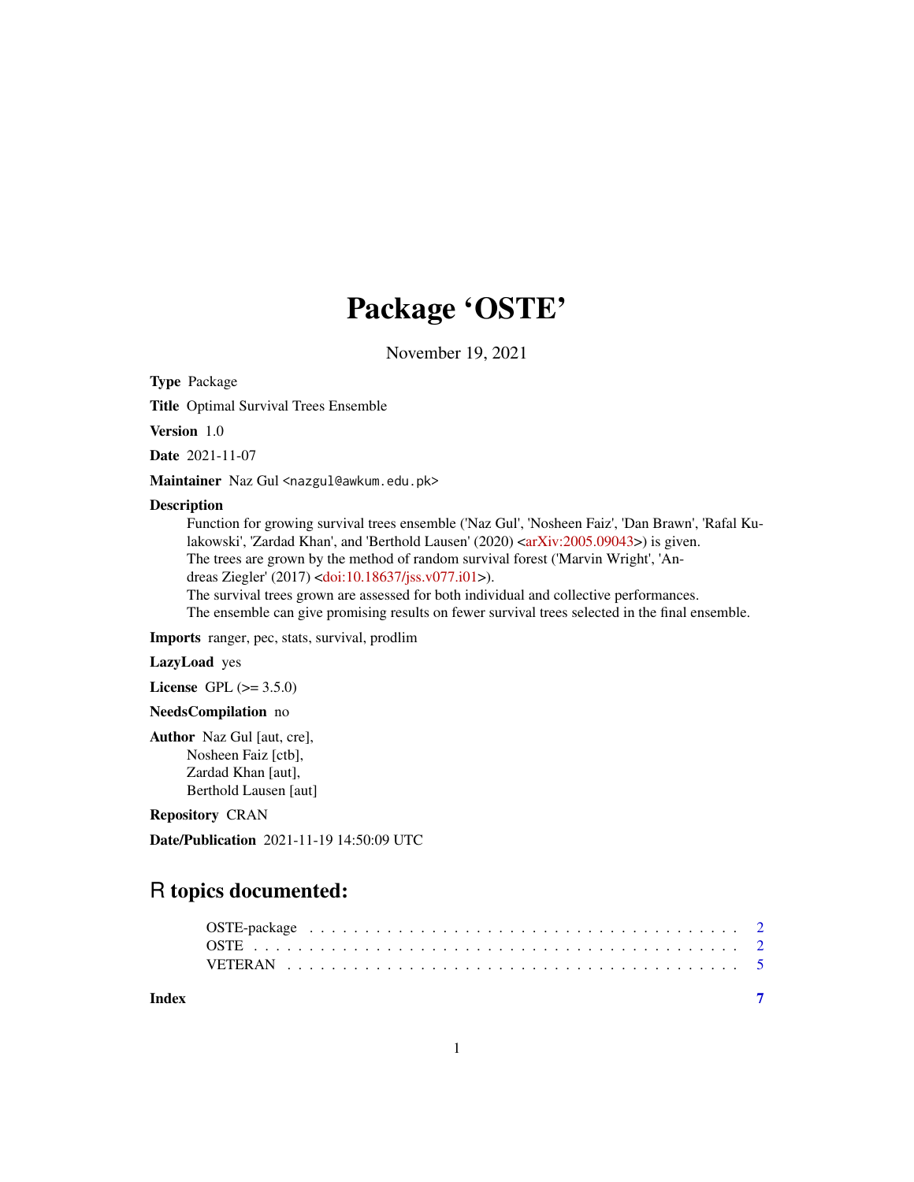# Package 'OSTE'

November 19, 2021

**Type** Package

**Title** Optimal Survival Trees Ensemble

**Version** 1.0

**Date** 2021-11-07

**Maintainer** Naz Gul <nazgul@awkum.edu.pk>

**Description** Function for growing survival trees ensemble ('Naz Gul', 'Nosheen Faiz', 'Dan Brawn', 'Rafal Kulakowski', 'Zardad Khan', and 'Berthold Lausen' (2020) <arXiv:2005.09043>) is given. The trees are grown by the method of random survival forest ('Marvin Wright', 'Andreas Ziegler' (2017) <doi:10.18637/jss.v077.i01>). The survival trees grown are assessed for both individual and collective performances. The ensemble can give promising results on fewer survival trees selected in the final ensemble.

**Imports** ranger, pec, stats, survival, prodlim

**LazyLoad** yes

**License** GPL (>= 3.5.0)

**NeedsCompilation** no

**Author** Naz Gul [aut, cre], Nosheen Faiz [ctb], Zardad Khan [aut], Berthold Lausen [aut]

**Repository** CRAN

**Date/Publication** 2021-11-19 14:50:09 UTC

## R topics documented:

| | |
|---|---|
| OSTE-package | 2 |
| OSTE | 2 |
| VETERAN | 5 |
| **Index** | **7** |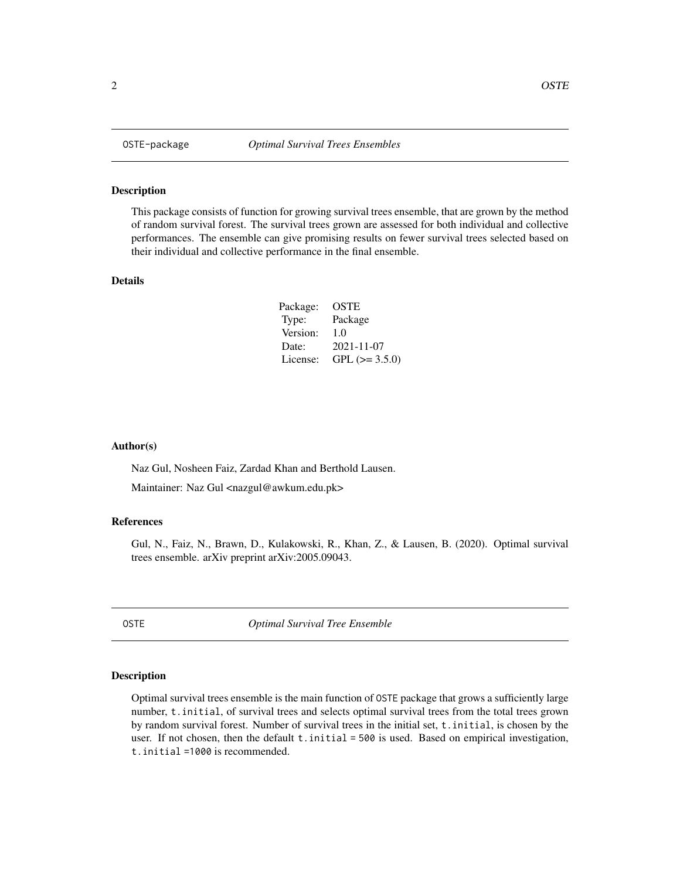## OSTE-package *Optimal Survival Trees Ensembles*

### Description

This package consists of function for growing survival trees ensemble, that are grown by the method of random survival forest. The survival trees grown are assessed for both individual and collective performances. The ensemble can give promising results on fewer survival trees selected based on their individual and collective performance in the final ensemble.

### Details

| | |
|---|---|
| Package: | OSTE |
| Type: | Package |
| Version: | 1.0 |
| Date: | 2021-11-07 |
| License: | GPL (>= 3.5.0) |

### Author(s)

Naz Gul, Nosheen Faiz, Zardad Khan and Berthold Lausen.

Maintainer: Naz Gul <nazgul@awkum.edu.pk>

### References

Gul, N., Faiz, N., Brawn, D., Kulakowski, R., Khan, Z., & Lausen, B. (2020). Optimal survival trees ensemble. arXiv preprint arXiv:2005.09043.

## OSTE *Optimal Survival Tree Ensemble*

### Description

Optimal survival trees ensemble is the main function of `OSTE` package that grows a sufficiently large number, `t.initial`, of survival trees and selects optimal survival trees from the total trees grown by random survival forest. Number of survival trees in the initial set, `t.initial`, is chosen by the user. If not chosen, then the default `t.initial = 500` is used. Based on empirical investigation, `t.initial =1000` is recommended.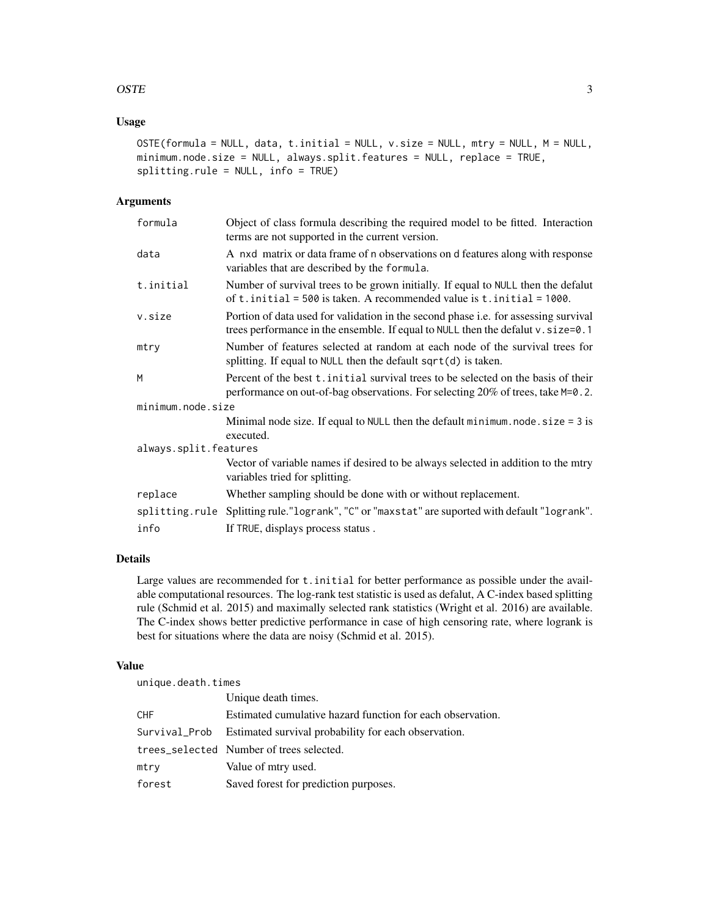## Usage

```
OSTE(formula = NULL, data, t.initial = NULL, v.size = NULL, mtry = NULL, M = NULL,
minimum.node.size = NULL, always.split.features = NULL, replace = TRUE,
splitting.rule = NULL, info = TRUE)
```

## Arguments

| | |
|---|---|
| `formula` | Object of class formula describing the required model to be fitted. Interaction terms are not supported in the current version. |
| `data` | A `nxd` matrix or data frame of `n` observations on `d` features along with response variables that are described by the `formula`. |
| `t.initial` | Number of survival trees to be grown initially. If equal to `NULL` then the defalut of `t.initial = 500` is taken. A recommended value is `t.initial = 1000`. |
| `v.size` | Portion of data used for validation in the second phase i.e. for assessing survival trees performance in the ensemble. If equal to `NULL` then the defalut `v.size=0.1` |
| `mtry` | Number of features selected at random at each node of the survival trees for splitting. If equal to `NULL` then the default `sqrt(d)` is taken. |
| `M` | Percent of the best `t.initial` survival trees to be selected on the basis of their performance on out-of-bag observations. For selecting 20% of trees, take `M=0.2`. |
| `minimum.node.size` | Minimal node size. If equal to `NULL` then the default `minimum.node.size = 3` is executed. |
| `always.split.features` | Vector of variable names if desired to be always selected in addition to the mtry variables tried for splitting. |
| `replace` | Whether sampling should be done with or without replacement. |
| `splitting.rule` | Splitting rule."`logrank`", "`C`" or "`maxstat`" are suported with default "`logrank`". |
| `info` | If `TRUE`, displays process status . |

## Details

Large values are recommended for `t.initial` for better performance as possible under the available computational resources. The log-rank test statistic is used as defalut, A C-index based splitting rule (Schmid et al. 2015) and maximally selected rank statistics (Wright et al. 2016) are available. The C-index shows better predictive performance in case of high censoring rate, where logrank is best for situations where the data are noisy (Schmid et al. 2015).

## Value

| | |
|---|---|
| `unique.death.times` | Unique death times. |
| `CHF` | Estimated cumulative hazard function for each observation. |
| `Survival_Prob` | Estimated survival probability for each observation. |
| `trees_selected` | Number of trees selected. |
| `mtry` | Value of mtry used. |
| `forest` | Saved forest for prediction purposes. |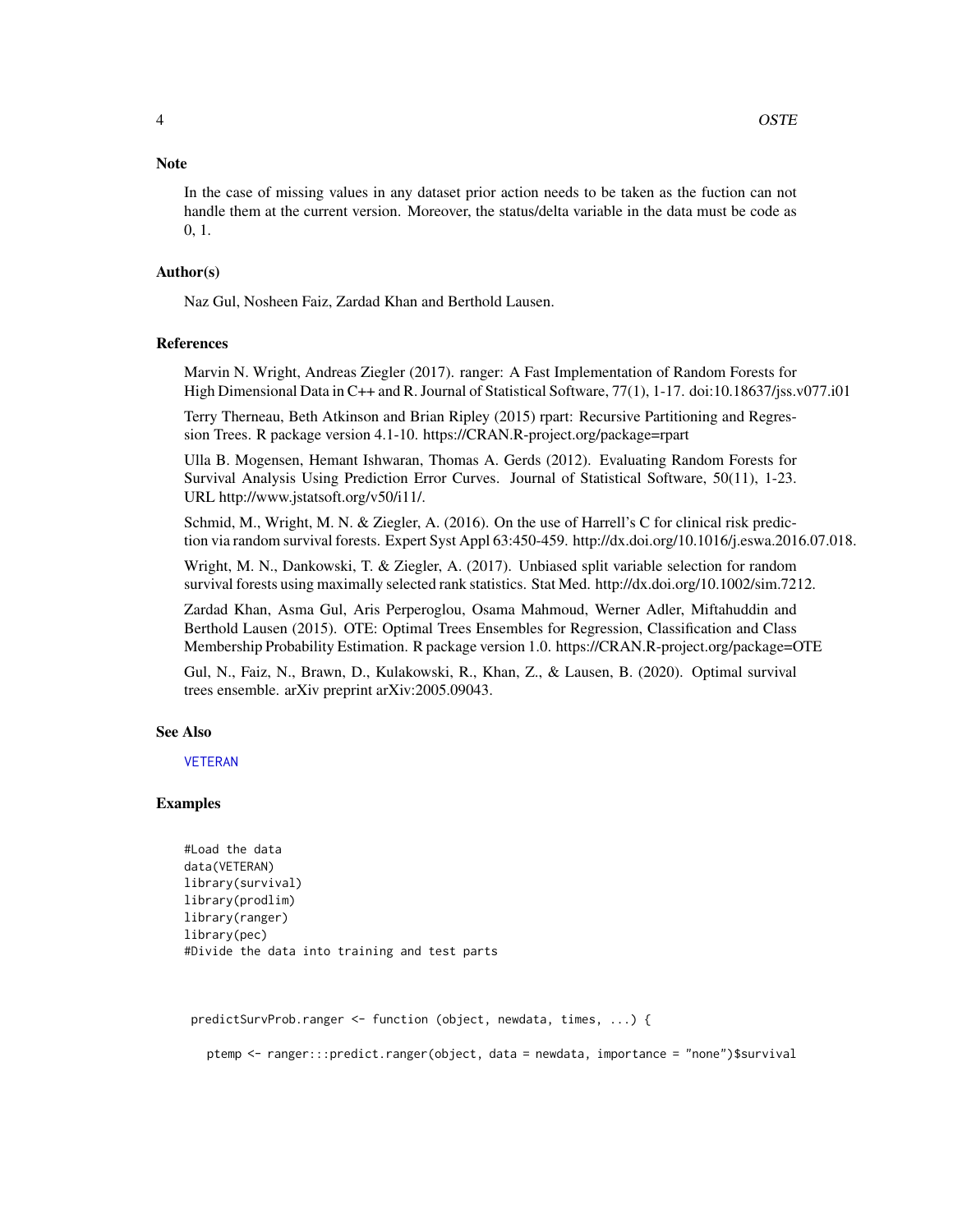### Note

In the case of missing values in any dataset prior action needs to be taken as the fuction can not handle them at the current version. Moreover, the status/delta variable in the data must be code as 0, 1.

### Author(s)

Naz Gul, Nosheen Faiz, Zardad Khan and Berthold Lausen.

### References

Marvin N. Wright, Andreas Ziegler (2017). ranger: A Fast Implementation of Random Forests for High Dimensional Data in C++ and R. Journal of Statistical Software, 77(1), 1-17. doi:10.18637/jss.v077.i01

Terry Therneau, Beth Atkinson and Brian Ripley (2015) rpart: Recursive Partitioning and Regression Trees. R package version 4.1-10. https://CRAN.R-project.org/package=rpart

Ulla B. Mogensen, Hemant Ishwaran, Thomas A. Gerds (2012). Evaluating Random Forests for Survival Analysis Using Prediction Error Curves. Journal of Statistical Software, 50(11), 1-23. URL http://www.jstatsoft.org/v50/i11/.

Schmid, M., Wright, M. N. & Ziegler, A. (2016). On the use of Harrell's C for clinical risk prediction via random survival forests. Expert Syst Appl 63:450-459. http://dx.doi.org/10.1016/j.eswa.2016.07.018.

Wright, M. N., Dankowski, T. & Ziegler, A. (2017). Unbiased split variable selection for random survival forests using maximally selected rank statistics. Stat Med. http://dx.doi.org/10.1002/sim.7212.

Zardad Khan, Asma Gul, Aris Perperoglou, Osama Mahmoud, Werner Adler, Miftahuddin and Berthold Lausen (2015). OTE: Optimal Trees Ensembles for Regression, Classification and Class Membership Probability Estimation. R package version 1.0. https://CRAN.R-project.org/package=OTE

Gul, N., Faiz, N., Brawn, D., Kulakowski, R., Khan, Z., & Lausen, B. (2020). Optimal survival trees ensemble. arXiv preprint arXiv:2005.09043.

### See Also

VETERAN

### Examples

```
#Load the data
data(VETERAN)
library(survival)
library(prodlim)
library(ranger)
library(pec)
#Divide the data into training and test parts



 predictSurvProb.ranger <- function (object, newdata, times, ...) {

   ptemp <- ranger:::predict.ranger(object, data = newdata, importance = "none")$survival
```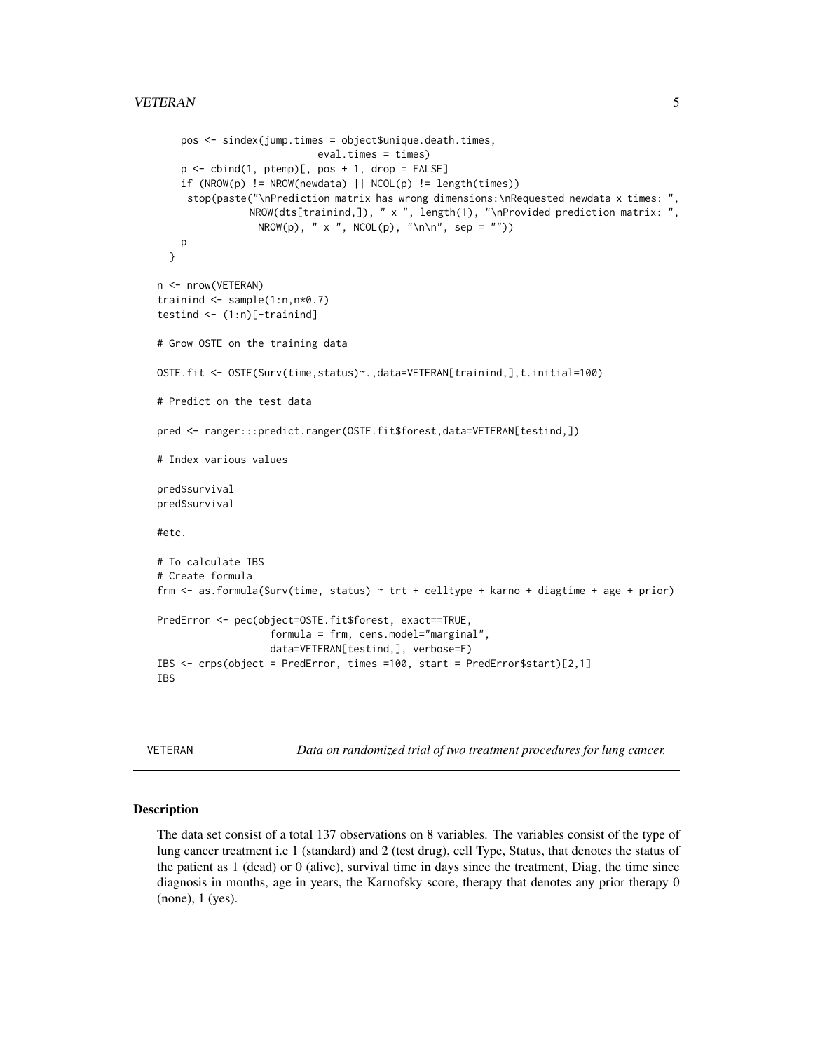```
    pos <- sindex(jump.times = object$unique.death.times,
                         eval.times = times)
    p <- cbind(1, ptemp)[, pos + 1, drop = FALSE]
    if (NROW(p) != NROW(newdata) || NCOL(p) != length(times))
     stop(paste("\nPrediction matrix has wrong dimensions:\nRequested newdata x times: ",
              NROW(dts[trainind,]), " x ", length(1), "\nProvided prediction matrix: ",
                NROW(p), " x ", NCOL(p), "\n\n", sep = ""))
    p
  }

n <- nrow(VETERAN)
trainind <- sample(1:n,n*0.7)
testind <- (1:n)[-trainind]

# Grow OSTE on the training data

OSTE.fit <- OSTE(Surv(time,status)~.,data=VETERAN[trainind,],t.initial=100)

# Predict on the test data

pred <- ranger:::predict.ranger(OSTE.fit$forest,data=VETERAN[testind,])

# Index various values

pred$survival
pred$survival

#etc.

# To calculate IBS
# Create formula
frm <- as.formula(Surv(time, status) ~ trt + celltype + karno + diagtime + age + prior)

PredError <- pec(object=OSTE.fit$forest, exact==TRUE,
                  formula = frm, cens.model="marginal",
                  data=VETERAN[testind,], verbose=F)
IBS <- crps(object = PredError, times =100, start = PredError$start)[2,1]
IBS
```

---

VETERAN *Data on randomized trial of two treatment procedures for lung cancer.*

---

## Description

The data set consist of a total 137 observations on 8 variables. The variables consist of the type of lung cancer treatment i.e 1 (standard) and 2 (test drug), cell Type, Status, that denotes the status of the patient as 1 (dead) or 0 (alive), survival time in days since the treatment, Diag, the time since diagnosis in months, age in years, the Karnofsky score, therapy that denotes any prior therapy 0 (none), 1 (yes).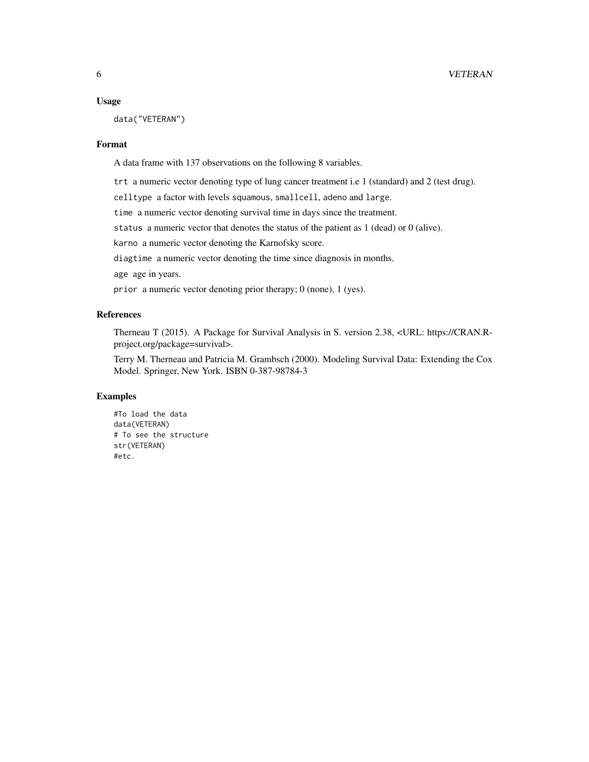## Usage

```
data("VETERAN")
```

## Format

A data frame with 137 observations on the following 8 variables.

`trt` a numeric vector denoting type of lung cancer treatment i.e 1 (standard) and 2 (test drug).

`celltype` a factor with levels `squamous`, `smallcell`, `adeno` and `large`.

`time` a numeric vector denoting survival time in days since the treatment.

`status` a numeric vector that denotes the status of the patient as 1 (dead) or 0 (alive).

`karno` a numeric vector denoting the Karnofsky score.

`diagtime` a numeric vector denoting the time since diagnosis in months.

`age` age in years.

`prior` a numeric vector denoting prior therapy; 0 (none), 1 (yes).

## References

Therneau T (2015). A Package for Survival Analysis in S. version 2.38, <URL: https://CRAN.R-project.org/package=survival>.

Terry M. Therneau and Patricia M. Grambsch (2000). Modeling Survival Data: Extending the Cox Model. Springer, New York. ISBN 0-387-98784-3

## Examples

```
#To load the data
data(VETERAN)
# To see the structure
str(VETERAN)
#etc.
```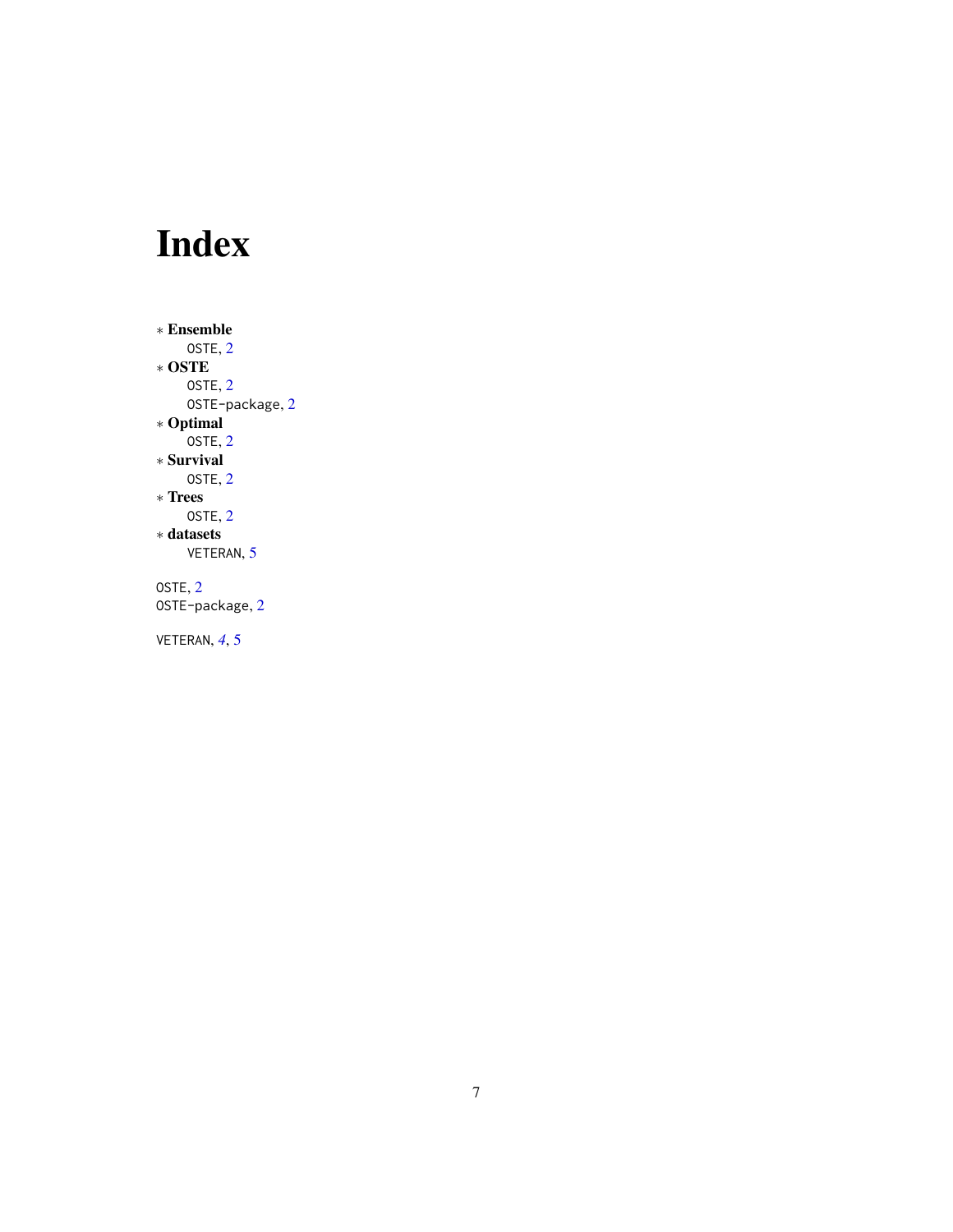# Index

∗ **Ensemble**
  OSTE, 2
∗ **OSTE**
  OSTE, 2
  OSTE-package, 2
∗ **Optimal**
  OSTE, 2
∗ **Survival**
  OSTE, 2
∗ **Trees**
  OSTE, 2
∗ **datasets**
  VETERAN, 5

OSTE, 2
OSTE-package, 2

VETERAN, *4*, 5